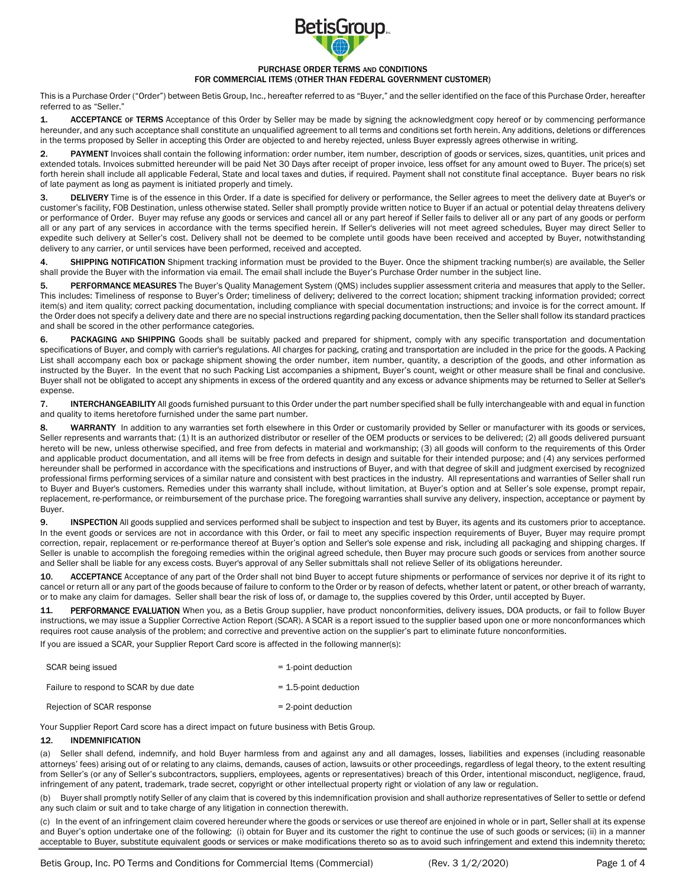# PURCHASE ORDER TERMS AND CONDITIONS
## FOR COMMERCIAL ITEMS (OTHER THAN FEDERAL GOVERNMENT CUSTOMER)

This is a Purchase Order ("Order") between Betis Group, Inc., hereafter referred to as "Buyer," and the seller identified on the face of this Purchase Order, hereafter referred to as "Seller."

1. **ACCEPTANCE OF TERMS** Acceptance of this Order by Seller may be made by signing the acknowledgment copy hereof or by commencing performance hereunder, and any such acceptance shall constitute an unqualified agreement to all terms and conditions set forth herein. Any additions, deletions or differences in the terms proposed by Seller in accepting this Order are objected to and hereby rejected, unless Buyer expressly agrees otherwise in writing.

2. **PAYMENT** Invoices shall contain the following information: order number, item number, description of goods or services, sizes, quantities, unit prices and extended totals. Invoices submitted hereunder will be paid Net 30 Days after receipt of proper invoice, less offset for any amount owed to Buyer. The price(s) set forth herein shall include all applicable Federal, State and local taxes and duties, if required. Payment shall not constitute final acceptance. Buyer bears no risk of late payment as long as payment is initiated properly and timely.

3. **DELIVERY** Time is of the essence in this Order. If a date is specified for delivery or performance, the Seller agrees to meet the delivery date at Buyer's or customer's facility, FOB Destination, unless otherwise stated. Seller shall promptly provide written notice to Buyer if an actual or potential delay threatens delivery or performance of Order. Buyer may refuse any goods or services and cancel all or any part hereof if Seller fails to deliver all or any part of any goods or perform all or any part of any services in accordance with the terms specified herein. If Seller's deliveries will not meet agreed schedules, Buyer may direct Seller to expedite such delivery at Seller's cost. Delivery shall not be deemed to be complete until goods have been received and accepted by Buyer, notwithstanding delivery to any carrier, or until services have been performed, received and accepted.

4. **SHIPPING NOTIFICATION** Shipment tracking information must be provided to the Buyer. Once the shipment tracking number(s) are available, the Seller shall provide the Buyer with the information via email. The email shall include the Buyer's Purchase Order number in the subject line.

5. **PERFORMANCE MEASURES** The Buyer's Quality Management System (QMS) includes supplier assessment criteria and measures that apply to the Seller. This includes: Timeliness of response to Buyer's Order; timeliness of delivery; delivered to the correct location; shipment tracking information provided; correct item(s) and item quality; correct packing documentation, including compliance with special documentation instructions; and invoice is for the correct amount. If the Order does not specify a delivery date and there are no special instructions regarding packing documentation, then the Seller shall follow its standard practices and shall be scored in the other performance categories.

6. **PACKAGING AND SHIPPING** Goods shall be suitably packed and prepared for shipment, comply with any specific transportation and documentation specifications of Buyer, and comply with carrier's regulations. All charges for packing, crating and transportation are included in the price for the goods. A Packing List shall accompany each box or package shipment showing the order number, item number, quantity, a description of the goods, and other information as instructed by the Buyer. In the event that no such Packing List accompanies a shipment, Buyer's count, weight or other measure shall be final and conclusive. Buyer shall not be obligated to accept any shipments in excess of the ordered quantity and any excess or advance shipments may be returned to Seller at Seller's expense.

7. **INTERCHANGEABILITY** All goods furnished pursuant to this Order under the part number specified shall be fully interchangeable with and equal in function and quality to items heretofore furnished under the same part number.

8. **WARRANTY** In addition to any warranties set forth elsewhere in this Order or customarily provided by Seller or manufacturer with its goods or services, Seller represents and warrants that: (1) It is an authorized distributor or reseller of the OEM products or services to be delivered; (2) all goods delivered pursuant hereto will be new, unless otherwise specified, and free from defects in material and workmanship; (3) all goods will conform to the requirements of this Order and applicable product documentation, and all items will be free from defects in design and suitable for their intended purpose; and (4) any services performed hereunder shall be performed in accordance with the specifications and instructions of Buyer, and with that degree of skill and judgment exercised by recognized professional firms performing services of a similar nature and consistent with best practices in the industry. All representations and warranties of Seller shall run to Buyer and Buyer's customers. Remedies under this warranty shall include, without limitation, at Buyer's option and at Seller's sole expense, prompt repair, replacement, re-performance, or reimbursement of the purchase price. The foregoing warranties shall survive any delivery, inspection, acceptance or payment by Buyer.

9. **INSPECTION** All goods supplied and services performed shall be subject to inspection and test by Buyer, its agents and its customers prior to acceptance. In the event goods or services are not in accordance with this Order, or fail to meet any specific inspection requirements of Buyer, Buyer may require prompt correction, repair, replacement or re-performance thereof at Buyer's option and Seller's sole expense and risk, including all packaging and shipping charges. If Seller is unable to accomplish the foregoing remedies within the original agreed schedule, then Buyer may procure such goods or services from another source and Seller shall be liable for any excess costs. Buyer's approval of any Seller submittals shall not relieve Seller of its obligations hereunder.

10. **ACCEPTANCE** Acceptance of any part of the Order shall not bind Buyer to accept future shipments or performance of services nor deprive it of its right to cancel or return all or any part of the goods because of failure to conform to the Order or by reason of defects, whether latent or patent, or other breach of warranty, or to make any claim for damages. Seller shall bear the risk of loss of, or damage to, the supplies covered by this Order, until accepted by Buyer.

11. **PERFORMANCE EVALUATION** When you, as a Betis Group supplier, have product nonconformities, delivery issues, DOA products, or fail to follow Buyer instructions, we may issue a Supplier Corrective Action Report (SCAR). A SCAR is a report issued to the supplier based upon one or more nonconformances which requires root cause analysis of the problem; and corrective and preventive action on the supplier's part to eliminate future nonconformities.

If you are issued a SCAR, your Supplier Report Card score is affected in the following manner(s):

| | |
|---|---|
| SCAR being issued | = 1-point deduction |
| Failure to respond to SCAR by due date | = 1.5-point deduction |
| Rejection of SCAR response | = 2-point deduction |

Your Supplier Report Card score has a direct impact on future business with Betis Group.

12. **INDEMNIFICATION**

(a) Seller shall defend, indemnify, and hold Buyer harmless from and against any and all damages, losses, liabilities and expenses (including reasonable attorneys' fees) arising out of or relating to any claims, demands, causes of action, lawsuits or other proceedings, regardless of legal theory, to the extent resulting from Seller's (or any of Seller's subcontractors, suppliers, employees, agents or representatives) breach of this Order, intentional misconduct, negligence, fraud, infringement of any patent, trademark, trade secret, copyright or other intellectual property right or violation of any law or regulation.

(b) Buyer shall promptly notify Seller of any claim that is covered by this indemnification provision and shall authorize representatives of Seller to settle or defend any such claim or suit and to take charge of any litigation in connection therewith.

(c) In the event of an infringement claim covered hereunder where the goods or services or use thereof are enjoined in whole or in part, Seller shall at its expense and Buyer's option undertake one of the following: (i) obtain for Buyer and its customer the right to continue the use of such goods or services; (ii) in a manner acceptable to Buyer, substitute equivalent goods or services or make modifications thereto so as to avoid such infringement and extend this indemnity thereto;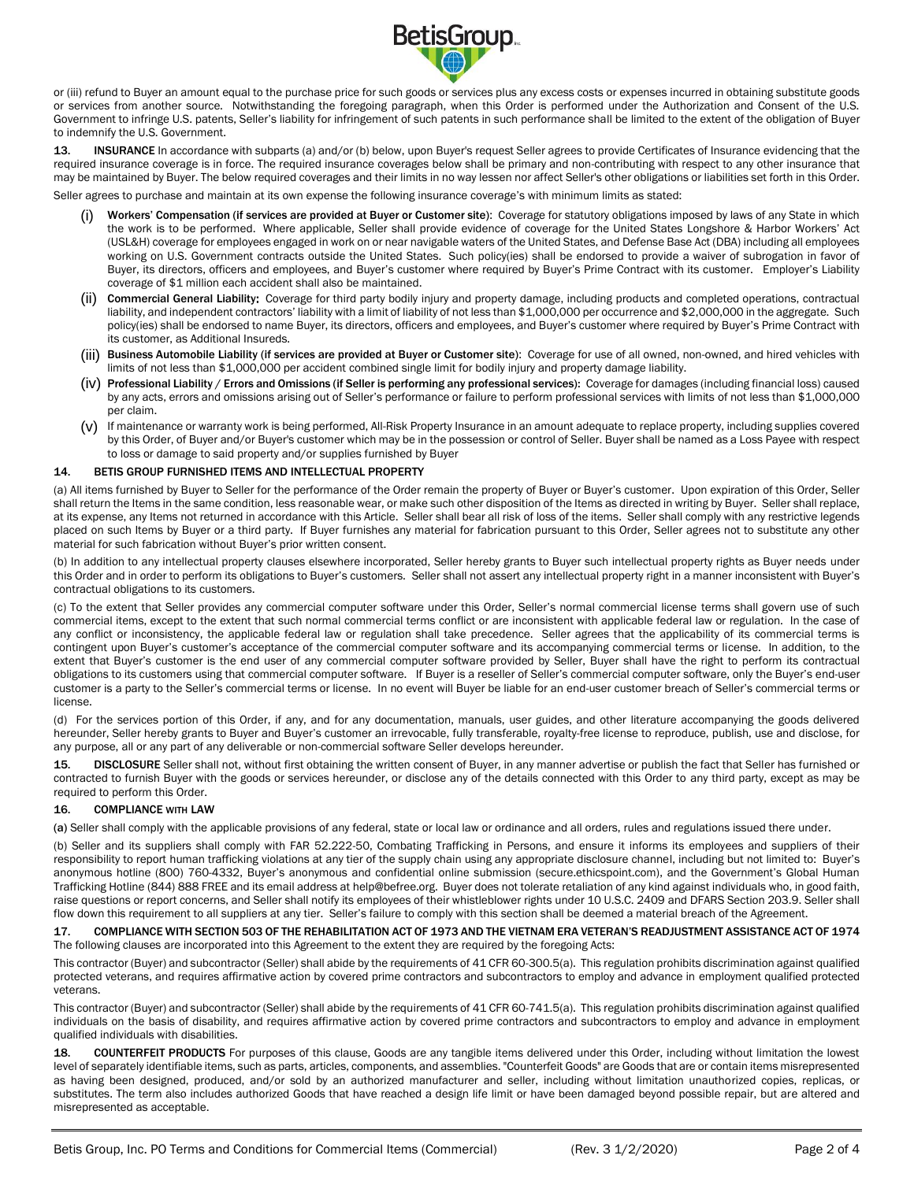or (iii) refund to Buyer an amount equal to the purchase price for such goods or services plus any excess costs or expenses incurred in obtaining substitute goods or services from another source. Notwithstanding the foregoing paragraph, when this Order is performed under the Authorization and Consent of the U.S. Government to infringe U.S. patents, Seller's liability for infringement of such patents in such performance shall be limited to the extent of the obligation of Buyer to indemnify the U.S. Government.

**13. INSURANCE** In accordance with subparts (a) and/or (b) below, upon Buyer's request Seller agrees to provide Certificates of Insurance evidencing that the required insurance coverage is in force. The required insurance coverages below shall be primary and non-contributing with respect to any other insurance that may be maintained by Buyer. The below required coverages and their limits in no way lessen nor affect Seller's other obligations or liabilities set forth in this Order.

Seller agrees to purchase and maintain at its own expense the following insurance coverage's with minimum limits as stated:

(i) **Workers' Compensation (if services are provided at Buyer or Customer site)**: Coverage for statutory obligations imposed by laws of any State in which the work is to be performed. Where applicable, Seller shall provide evidence of coverage for the United States Longshore & Harbor Workers' Act (USL&H) coverage for employees engaged in work on or near navigable waters of the United States, and Defense Base Act (DBA) including all employees working on U.S. Government contracts outside the United States. Such policy(ies) shall be endorsed to provide a waiver of subrogation in favor of Buyer, its directors, officers and employees, and Buyer's customer where required by Buyer's Prime Contract with its customer. Employer's Liability coverage of $1 million each accident shall also be maintained.

(ii) **Commercial General Liability**: Coverage for third party bodily injury and property damage, including products and completed operations, contractual liability, and independent contractors' liability with a limit of liability of not less than $1,000,000 per occurrence and $2,000,000 in the aggregate. Such policy(ies) shall be endorsed to name Buyer, its directors, officers and employees, and Buyer's customer where required by Buyer's Prime Contract with its customer, as Additional Insureds.

(iii) **Business Automobile Liability (if services are provided at Buyer or Customer site)**: Coverage for use of all owned, non-owned, and hired vehicles with limits of not less than $1,000,000 per accident combined single limit for bodily injury and property damage liability.

(iv) **Professional Liability / Errors and Omissions (if Seller is performing any professional services)**: Coverage for damages (including financial loss) caused by any acts, errors and omissions arising out of Seller's performance or failure to perform professional services with limits of not less than $1,000,000 per claim.

(v) If maintenance or warranty work is being performed, All-Risk Property Insurance in an amount adequate to replace property, including supplies covered by this Order, of Buyer and/or Buyer's customer which may be in the possession or control of Seller. Buyer shall be named as a Loss Payee with respect to loss or damage to said property and/or supplies furnished by Buyer

**14. BETIS GROUP FURNISHED ITEMS AND INTELLECTUAL PROPERTY**

(a) All items furnished by Buyer to Seller for the performance of the Order remain the property of Buyer or Buyer's customer. Upon expiration of this Order, Seller shall return the Items in the same condition, less reasonable wear, or make such other disposition of the Items as directed in writing by Buyer. Seller shall replace, at its expense, any Items not returned in accordance with this Article. Seller shall bear all risk of loss of the items. Seller shall comply with any restrictive legends placed on such Items by Buyer or a third party. If Buyer furnishes any material for fabrication pursuant to this Order, Seller agrees not to substitute any other material for such fabrication without Buyer's prior written consent.

(b) In addition to any intellectual property clauses elsewhere incorporated, Seller hereby grants to Buyer such intellectual property rights as Buyer needs under this Order and in order to perform its obligations to Buyer's customers. Seller shall not assert any intellectual property right in a manner inconsistent with Buyer's contractual obligations to its customers.

(c) To the extent that Seller provides any commercial computer software under this Order, Seller's normal commercial license terms shall govern use of such commercial items, except to the extent that such normal commercial terms conflict or are inconsistent with applicable federal law or regulation. In the case of any conflict or inconsistency, the applicable federal law or regulation shall take precedence. Seller agrees that the applicability of its commercial terms is contingent upon Buyer's customer's acceptance of the commercial computer software and its accompanying commercial terms or license. In addition, to the extent that Buyer's customer is the end user of any commercial computer software provided by Seller, Buyer shall have the right to perform its contractual obligations to its customers using that commercial computer software. If Buyer is a reseller of Seller's commercial computer software, only the Buyer's end-user customer is a party to the Seller's commercial terms or license. In no event will Buyer be liable for an end-user customer breach of Seller's commercial terms or license.

(d) For the services portion of this Order, if any, and for any documentation, manuals, user guides, and other literature accompanying the goods delivered hereunder, Seller hereby grants to Buyer and Buyer's customer an irrevocable, fully transferable, royalty-free license to reproduce, publish, use and disclose, for any purpose, all or any part of any deliverable or non-commercial software Seller develops hereunder.

**15. DISCLOSURE** Seller shall not, without first obtaining the written consent of Buyer, in any manner advertise or publish the fact that Seller has furnished or contracted to furnish Buyer with the goods or services hereunder, or disclose any of the details connected with this Order to any third party, except as may be required to perform this Order.

**16. COMPLIANCE WITH LAW**

(a) Seller shall comply with the applicable provisions of any federal, state or local law or ordinance and all orders, rules and regulations issued there under.

(b) Seller and its suppliers shall comply with FAR 52.222-50, Combating Trafficking in Persons, and ensure it informs its employees and suppliers of their responsibility to report human trafficking violations at any tier of the supply chain using any appropriate disclosure channel, including but not limited to: Buyer's anonymous hotline (800) 760-4332, Buyer's anonymous and confidential online submission (secure.ethicspoint.com), and the Government's Global Human Trafficking Hotline (844) 888 FREE and its email address at help@befree.org. Buyer does not tolerate retaliation of any kind against individuals who, in good faith, raise questions or report concerns, and Seller shall notify its employees of their whistleblower rights under 10 U.S.C. 2409 and DFARS Section 203.9. Seller shall flow down this requirement to all suppliers at any tier. Seller's failure to comply with this section shall be deemed a material breach of the Agreement.

**17. COMPLIANCE WITH SECTION 503 OF THE REHABILITATION ACT OF 1973 AND THE VIETNAM ERA VETERAN'S READJUSTMENT ASSISTANCE ACT OF 1974**
The following clauses are incorporated into this Agreement to the extent they are required by the foregoing Acts:

This contractor (Buyer) and subcontractor (Seller) shall abide by the requirements of 41 CFR 60-300.5(a). This regulation prohibits discrimination against qualified protected veterans, and requires affirmative action by covered prime contractors and subcontractors to employ and advance in employment qualified protected veterans.

This contractor (Buyer) and subcontractor (Seller) shall abide by the requirements of 41 CFR 60-741.5(a). This regulation prohibits discrimination against qualified individuals on the basis of disability, and requires affirmative action by covered prime contractors and subcontractors to employ and advance in employment qualified individuals with disabilities.

**18. COUNTERFEIT PRODUCTS** For purposes of this clause, Goods are any tangible items delivered under this Order, including without limitation the lowest level of separately identifiable items, such as parts, articles, components, and assemblies. "Counterfeit Goods" are Goods that are or contain items misrepresented as having been designed, produced, and/or sold by an authorized manufacturer and seller, including without limitation unauthorized copies, replicas, or substitutes. The term also includes authorized Goods that have reached a design life limit or have been damaged beyond possible repair, but are altered and misrepresented as acceptable.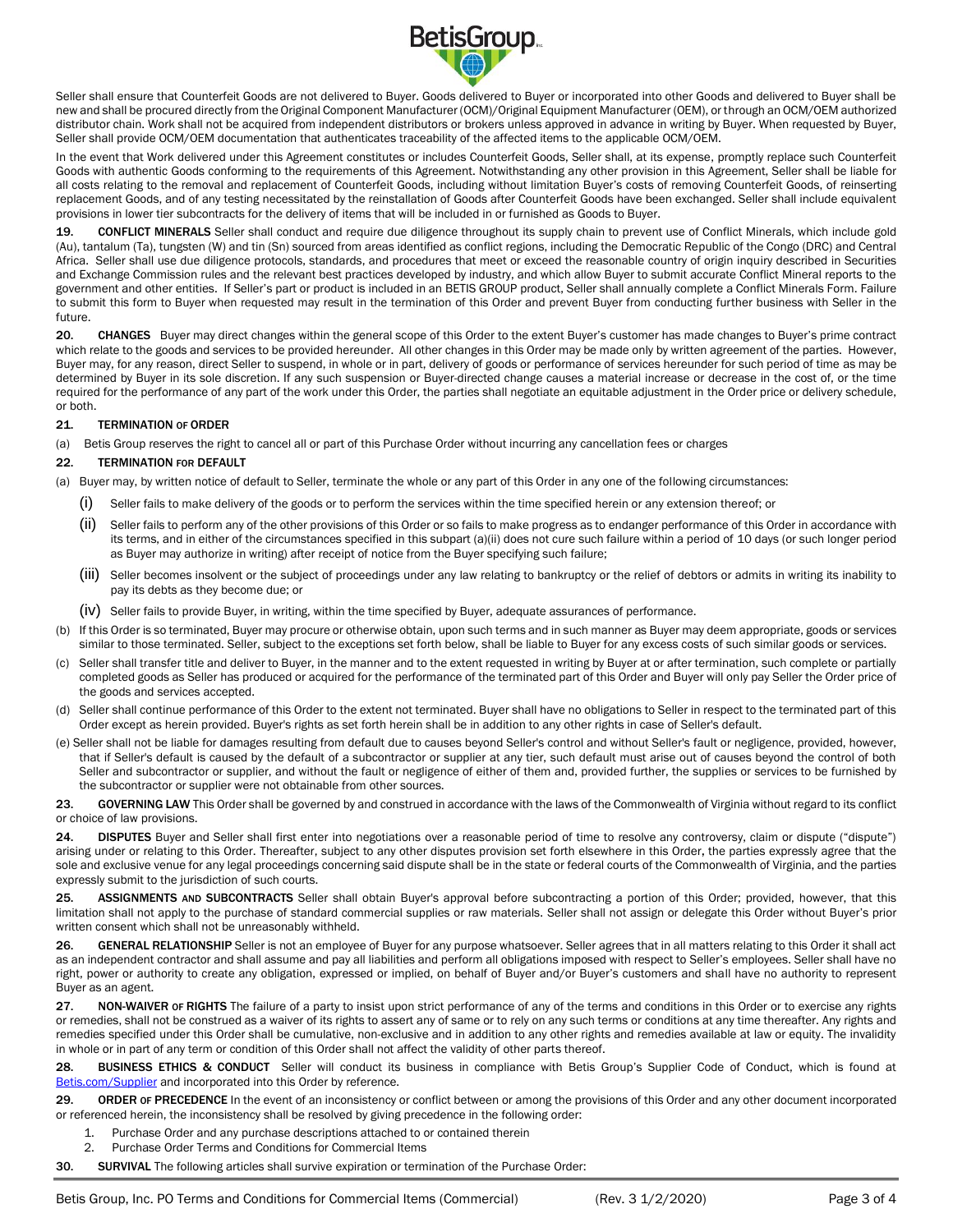Seller shall ensure that Counterfeit Goods are not delivered to Buyer. Goods delivered to Buyer or incorporated into other Goods and delivered to Buyer shall be new and shall be procured directly from the Original Component Manufacturer (OCM)/Original Equipment Manufacturer (OEM), or through an OCM/OEM authorized distributor chain. Work shall not be acquired from independent distributors or brokers unless approved in advance in writing by Buyer. When requested by Buyer, Seller shall provide OCM/OEM documentation that authenticates traceability of the affected items to the applicable OCM/OEM.

In the event that Work delivered under this Agreement constitutes or includes Counterfeit Goods, Seller shall, at its expense, promptly replace such Counterfeit Goods with authentic Goods conforming to the requirements of this Agreement. Notwithstanding any other provision in this Agreement, Seller shall be liable for all costs relating to the removal and replacement of Counterfeit Goods, including without limitation Buyer's costs of removing Counterfeit Goods, of reinserting replacement Goods, and of any testing necessitated by the reinstallation of Goods after Counterfeit Goods have been exchanged. Seller shall include equivalent provisions in lower tier subcontracts for the delivery of items that will be included in or furnished as Goods to Buyer.

**19. CONFLICT MINERALS** Seller shall conduct and require due diligence throughout its supply chain to prevent use of Conflict Minerals, which include gold (Au), tantalum (Ta), tungsten (W) and tin (Sn) sourced from areas identified as conflict regions, including the Democratic Republic of the Congo (DRC) and Central Africa. Seller shall use due diligence protocols, standards, and procedures that meet or exceed the reasonable country of origin inquiry described in Securities and Exchange Commission rules and the relevant best practices developed by industry, and which allow Buyer to submit accurate Conflict Mineral reports to the government and other entities. If Seller's part or product is included in an BETIS GROUP product, Seller shall annually complete a Conflict Minerals Form. Failure to submit this form to Buyer when requested may result in the termination of this Order and prevent Buyer from conducting further business with Seller in the future.

**20. CHANGES** Buyer may direct changes within the general scope of this Order to the extent Buyer's customer has made changes to Buyer's prime contract which relate to the goods and services to be provided hereunder. All other changes in this Order may be made only by written agreement of the parties. However, Buyer may, for any reason, direct Seller to suspend, in whole or in part, delivery of goods or performance of services hereunder for such period of time as may be determined by Buyer in its sole discretion. If any such suspension or Buyer-directed change causes a material increase or decrease in the cost of, or the time required for the performance of any part of the work under this Order, the parties shall negotiate an equitable adjustment in the Order price or delivery schedule, or both.

**21. TERMINATION OF ORDER**

(a) Betis Group reserves the right to cancel all or part of this Purchase Order without incurring any cancellation fees or charges

**22. TERMINATION FOR DEFAULT**

(a) Buyer may, by written notice of default to Seller, terminate the whole or any part of this Order in any one of the following circumstances:

(i) Seller fails to make delivery of the goods or to perform the services within the time specified herein or any extension thereof; or

(ii) Seller fails to perform any of the other provisions of this Order or so fails to make progress as to endanger performance of this Order in accordance with its terms, and in either of the circumstances specified in this subpart (a)(ii) does not cure such failure within a period of 10 days (or such longer period as Buyer may authorize in writing) after receipt of notice from the Buyer specifying such failure;

(iii) Seller becomes insolvent or the subject of proceedings under any law relating to bankruptcy or the relief of debtors or admits in writing its inability to pay its debts as they become due; or

(iv) Seller fails to provide Buyer, in writing, within the time specified by Buyer, adequate assurances of performance.

(b) If this Order is so terminated, Buyer may procure or otherwise obtain, upon such terms and in such manner as Buyer may deem appropriate, goods or services similar to those terminated. Seller, subject to the exceptions set forth below, shall be liable to Buyer for any excess costs of such similar goods or services.

(c) Seller shall transfer title and deliver to Buyer, in the manner and to the extent requested in writing by Buyer at or after termination, such complete or partially completed goods as Seller has produced or acquired for the performance of the terminated part of this Order and Buyer will only pay Seller the Order price of the goods and services accepted.

(d) Seller shall continue performance of this Order to the extent not terminated. Buyer shall have no obligations to Seller in respect to the terminated part of this Order except as herein provided. Buyer's rights as set forth herein shall be in addition to any other rights in case of Seller's default.

(e) Seller shall not be liable for damages resulting from default due to causes beyond Seller's control and without Seller's fault or negligence, provided, however, that if Seller's default is caused by the default of a subcontractor or supplier at any tier, such default must arise out of causes beyond the control of both Seller and subcontractor or supplier, and without the fault or negligence of either of them and, provided further, the supplies or services to be furnished by the subcontractor or supplier were not obtainable from other sources.

**23. GOVERNING LAW** This Order shall be governed by and construed in accordance with the laws of the Commonwealth of Virginia without regard to its conflict or choice of law provisions.

**24. DISPUTES** Buyer and Seller shall first enter into negotiations over a reasonable period of time to resolve any controversy, claim or dispute ("dispute") arising under or relating to this Order. Thereafter, subject to any other disputes provision set forth elsewhere in this Order, the parties expressly agree that the sole and exclusive venue for any legal proceedings concerning said dispute shall be in the state or federal courts of the Commonwealth of Virginia, and the parties expressly submit to the jurisdiction of such courts.

**25. ASSIGNMENTS AND SUBCONTRACTS** Seller shall obtain Buyer's approval before subcontracting a portion of this Order; provided, however, that this limitation shall not apply to the purchase of standard commercial supplies or raw materials. Seller shall not assign or delegate this Order without Buyer's prior written consent which shall not be unreasonably withheld.

**26. GENERAL RELATIONSHIP** Seller is not an employee of Buyer for any purpose whatsoever. Seller agrees that in all matters relating to this Order it shall act as an independent contractor and shall assume and pay all liabilities and perform all obligations imposed with respect to Seller's employees. Seller shall have no right, power or authority to create any obligation, expressed or implied, on behalf of Buyer and/or Buyer's customers and shall have no authority to represent Buyer as an agent.

**27. NON-WAIVER OF RIGHTS** The failure of a party to insist upon strict performance of any of the terms and conditions in this Order or to exercise any rights or remedies, shall not be construed as a waiver of its rights to assert any of same or to rely on any such terms or conditions at any time thereafter. Any rights and remedies specified under this Order shall be cumulative, non-exclusive and in addition to any other rights and remedies available at law or equity. The invalidity in whole or in part of any term or condition of this Order shall not affect the validity of other parts thereof.

**28. BUSINESS ETHICS & CONDUCT** Seller will conduct its business in compliance with Betis Group's Supplier Code of Conduct, which is found at Betis.com/Supplier and incorporated into this Order by reference.

**29. ORDER OF PRECEDENCE** In the event of an inconsistency or conflict between or among the provisions of this Order and any other document incorporated or referenced herein, the inconsistency shall be resolved by giving precedence in the following order:

1. Purchase Order and any purchase descriptions attached to or contained therein
2. Purchase Order Terms and Conditions for Commercial Items

**30. SURVIVAL** The following articles shall survive expiration or termination of the Purchase Order: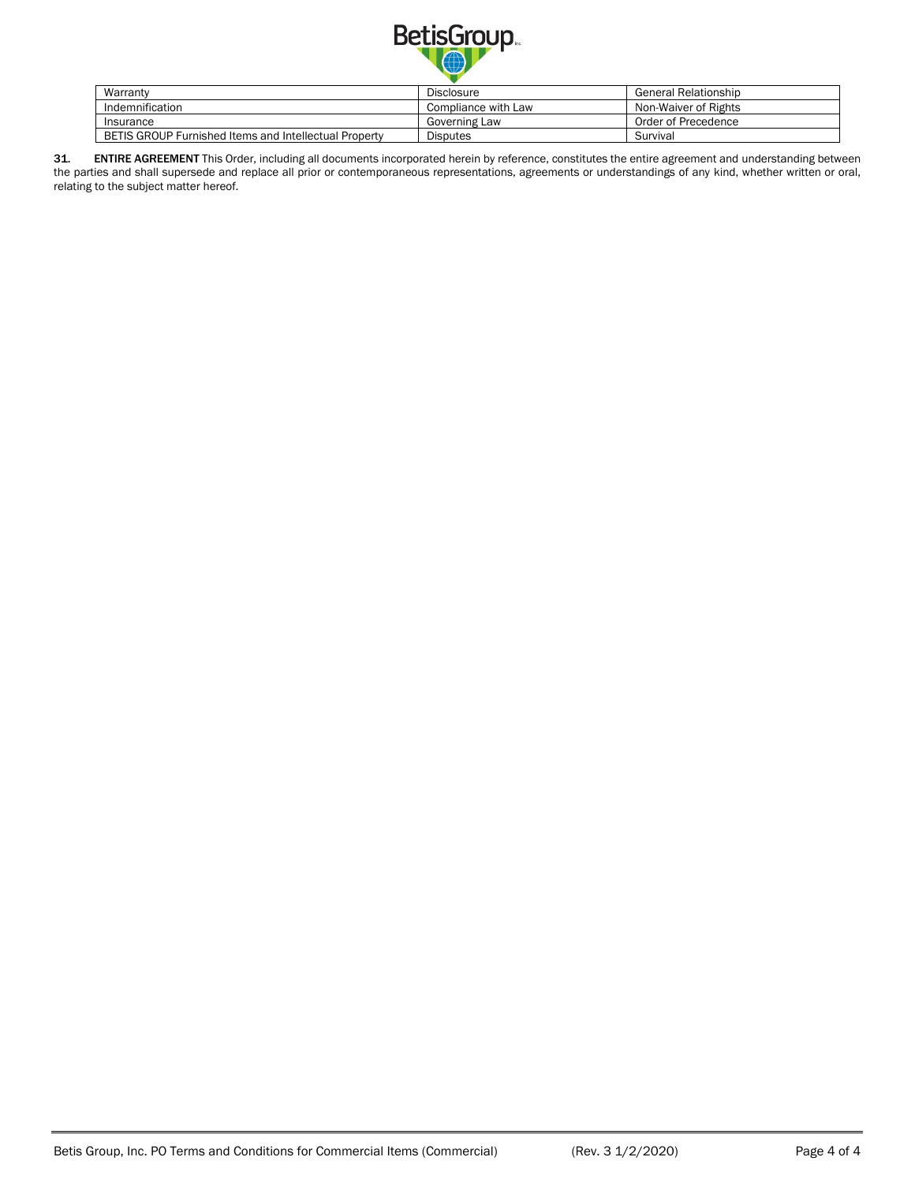| | | |
|---|---|---|
| Warranty | Disclosure | General Relationship |
| Indemnification | Compliance with Law | Non-Waiver of Rights |
| Insurance | Governing Law | Order of Precedence |
| BETIS GROUP Furnished Items and Intellectual Property | Disputes | Survival |

**31. ENTIRE AGREEMENT** This Order, including all documents incorporated herein by reference, constitutes the entire agreement and understanding between the parties and shall supersede and replace all prior or contemporaneous representations, agreements or understandings of any kind, whether written or oral, relating to the subject matter hereof.